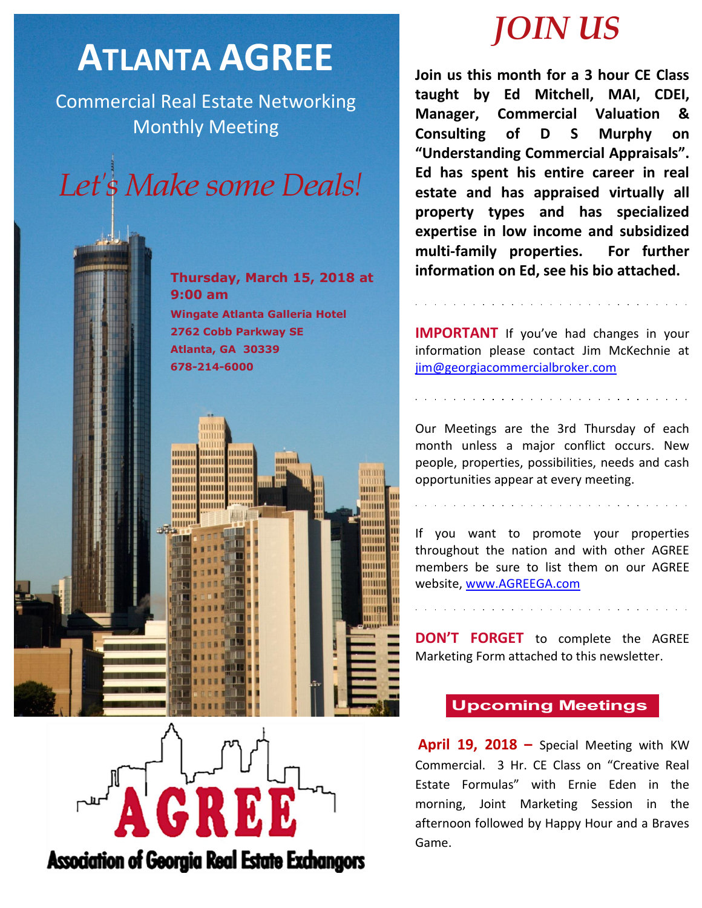# ATLANTA AGREE

Commercial Real Estate Networking Monthly Meeting

*Let's Make some Deals!*

**Thursday, March 15, 2018 at 9:00 am**

**Wingate Atlanta Galleria Hotel**
**2762 Cobb Parkway SE**
**Atlanta, GA 30339**
**678-214-6000**

AGREE

Association of Georgia Real Estate Exchangors

# *JOIN US*

**Join us this month for a 3 hour CE Class taught by Ed Mitchell, MAI, CDEI, Manager, Commercial Valuation & Consulting of D S Murphy on "Understanding Commercial Appraisals". Ed has spent his entire career in real estate and has appraised virtually all property types and has specialized expertise in low income and subsidized multi-family properties. For further information on Ed, see his bio attached.**

**IMPORTANT** If you've had changes in your information please contact Jim McKechnie at jim@georgiacommercialbroker.com

Our Meetings are the 3rd Thursday of each month unless a major conflict occurs. New people, properties, possibilities, needs and cash opportunities appear at every meeting.

If you want to promote your properties throughout the nation and with other AGREE members be sure to list them on our AGREE website, www.AGREEGA.com

**DON'T FORGET** to complete the AGREE Marketing Form attached to this newsletter.

## Upcoming Meetings

**April 19, 2018 –** Special Meeting with KW Commercial. 3 Hr. CE Class on "Creative Real Estate Formulas" with Ernie Eden in the morning, Joint Marketing Session in the afternoon followed by Happy Hour and a Braves Game.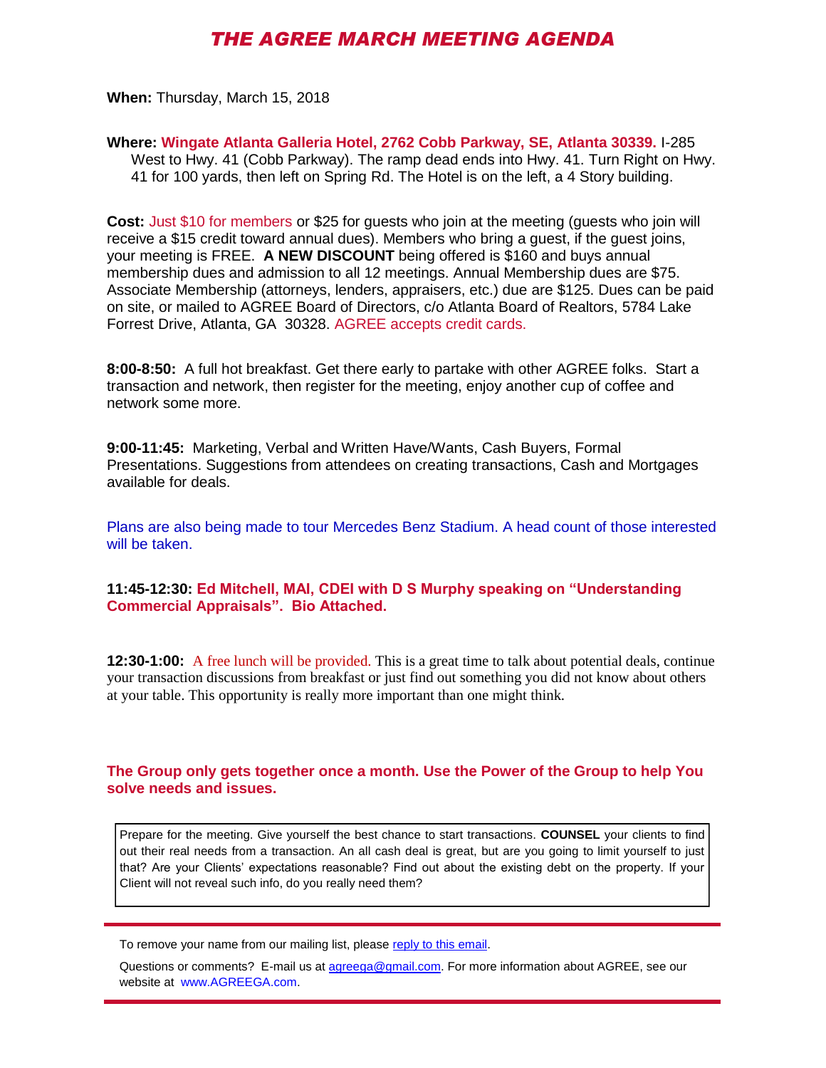# *THE AGREE MARCH MEETING AGENDA*

**When:** Thursday, March 15, 2018

**Where: Wingate Atlanta Galleria Hotel, 2762 Cobb Parkway, SE, Atlanta 30339.** I-285 West to Hwy. 41 (Cobb Parkway). The ramp dead ends into Hwy. 41. Turn Right on Hwy. 41 for 100 yards, then left on Spring Rd. The Hotel is on the left, a 4 Story building.

**Cost:** Just $10 for members or $25 for guests who join at the meeting (guests who join will receive a $15 credit toward annual dues). Members who bring a guest, if the guest joins, your meeting is FREE. **A NEW DISCOUNT** being offered is $160 and buys annual membership dues and admission to all 12 meetings. Annual Membership dues are $75. Associate Membership (attorneys, lenders, appraisers, etc.) due are $125. Dues can be paid on site, or mailed to AGREE Board of Directors, c/o Atlanta Board of Realtors, 5784 Lake Forrest Drive, Atlanta, GA 30328. AGREE accepts credit cards.

**8:00-8:50:** A full hot breakfast. Get there early to partake with other AGREE folks. Start a transaction and network, then register for the meeting, enjoy another cup of coffee and network some more.

**9:00-11:45:** Marketing, Verbal and Written Have/Wants, Cash Buyers, Formal Presentations. Suggestions from attendees on creating transactions, Cash and Mortgages available for deals.

Plans are also being made to tour Mercedes Benz Stadium. A head count of those interested will be taken.

**11:45-12:30: Ed Mitchell, MAI, CDEI with D S Murphy speaking on "Understanding Commercial Appraisals". Bio Attached.**

**12:30-1:00:** A free lunch will be provided. This is a great time to talk about potential deals, continue your transaction discussions from breakfast or just find out something you did not know about others at your table. This opportunity is really more important than one might think.

**The Group only gets together once a month. Use the Power of the Group to help You solve needs and issues.**

Prepare for the meeting. Give yourself the best chance to start transactions. **COUNSEL** your clients to find out their real needs from a transaction. An all cash deal is great, but are you going to limit yourself to just that? Are your Clients' expectations reasonable? Find out about the existing debt on the property. If your Client will not reveal such info, do you really need them?

---

To remove your name from our mailing list, please reply to this email.

Questions or comments? E-mail us at agreega@gmail.com. For more information about AGREE, see our website at www.AGREEGA.com.